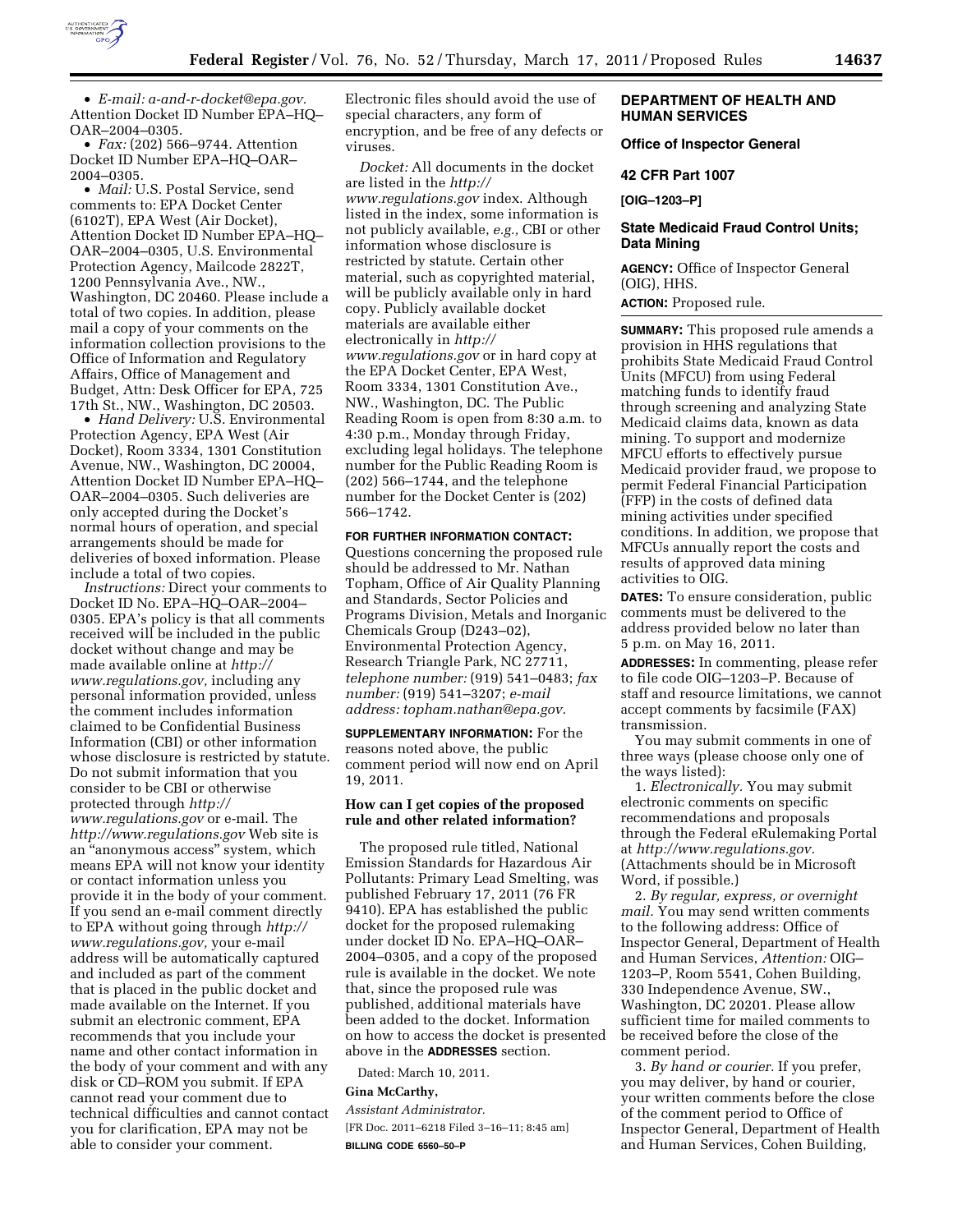• *E-mail: a-and-r-docket@epa.gov.* Attention Docket ID Number EPA–HQ–OAR–2004–0305.

• *Fax:* (202) 566–9744. Attention Docket ID Number EPA–HQ–OAR–2004–0305.

• *Mail:* U.S. Postal Service, send comments to: EPA Docket Center (6102T), EPA West (Air Docket), Attention Docket ID Number EPA–HQ–OAR–2004–0305, U.S. Environmental Protection Agency, Mailcode 2822T, 1200 Pennsylvania Ave., NW., Washington, DC 20460. Please include a total of two copies. In addition, please mail a copy of your comments on the information collection provisions to the Office of Information and Regulatory Affairs, Office of Management and Budget, Attn: Desk Officer for EPA, 725 17th St., NW., Washington, DC 20503.

• *Hand Delivery:* U.S. Environmental Protection Agency, EPA West (Air Docket), Room 3334, 1301 Constitution Avenue, NW., Washington, DC 20004, Attention Docket ID Number EPA–HQ–OAR–2004–0305. Such deliveries are only accepted during the Docket's normal hours of operation, and special arrangements should be made for deliveries of boxed information. Please include a total of two copies.

*Instructions:* Direct your comments to Docket ID No. EPA–HQ–OAR–2004–0305. EPA's policy is that all comments received will be included in the public docket without change and may be made available online at *http://www.regulations.gov,* including any personal information provided, unless the comment includes information claimed to be Confidential Business Information (CBI) or other information whose disclosure is restricted by statute. Do not submit information that you consider to be CBI or otherwise protected through *http://www.regulations.gov* or e-mail. The *http://www.regulations.gov* Web site is an "anonymous access" system, which means EPA will not know your identity or contact information unless you provide it in the body of your comment. If you send an e-mail comment directly to EPA without going through *http://www.regulations.gov,* your e-mail address will be automatically captured and included as part of the comment that is placed in the public docket and made available on the Internet. If you submit an electronic comment, EPA recommends that you include your name and other contact information in the body of your comment and with any disk or CD–ROM you submit. If EPA cannot read your comment due to technical difficulties and cannot contact you for clarification, EPA may not be able to consider your comment. Electronic files should avoid the use of special characters, any form of encryption, and be free of any defects or viruses.

*Docket:* All documents in the docket are listed in the *http://www.regulations.gov* index. Although listed in the index, some information is not publicly available, *e.g.,* CBI or other information whose disclosure is restricted by statute. Certain other material, such as copyrighted material, will be publicly available only in hard copy. Publicly available docket materials are available either electronically in *http://www.regulations.gov* or in hard copy at the EPA Docket Center, EPA West, Room 3334, 1301 Constitution Ave., NW., Washington, DC. The Public Reading Room is open from 8:30 a.m. to 4:30 p.m., Monday through Friday, excluding legal holidays. The telephone number for the Public Reading Room is (202) 566–1744, and the telephone number for the Docket Center is (202) 566–1742.

**FOR FURTHER INFORMATION CONTACT:** Questions concerning the proposed rule should be addressed to Mr. Nathan Topham, Office of Air Quality Planning and Standards, Sector Policies and Programs Division, Metals and Inorganic Chemicals Group (D243–02), Environmental Protection Agency, Research Triangle Park, NC 27711, *telephone number:* (919) 541–0483; *fax number:* (919) 541–3207; *e-mail address: topham.nathan@epa.gov.*

**SUPPLEMENTARY INFORMATION:** For the reasons noted above, the public comment period will now end on April 19, 2011.

### How can I get copies of the proposed rule and other related information?

The proposed rule titled, National Emission Standards for Hazardous Air Pollutants: Primary Lead Smelting, was published February 17, 2011 (76 FR 9410). EPA has established the public docket for the proposed rulemaking under docket ID No. EPA–HQ–OAR–2004–0305, and a copy of the proposed rule is available in the docket. We note that, since the proposed rule was published, additional materials have been added to the docket. Information on how to access the docket is presented above in the **ADDRESSES** section.

Dated: March 10, 2011.

**Gina McCarthy,**

*Assistant Administrator.*

[FR Doc. 2011–6218 Filed 3–16–11; 8:45 am]

**BILLING CODE 6560–50–P**

## DEPARTMENT OF HEALTH AND HUMAN SERVICES

### Office of Inspector General

### 42 CFR Part 1007

**[OIG–1203–P]**

### State Medicaid Fraud Control Units; Data Mining

**AGENCY:** Office of Inspector General (OIG), HHS.

**ACTION:** Proposed rule.

**SUMMARY:** This proposed rule amends a provision in HHS regulations that prohibits State Medicaid Fraud Control Units (MFCU) from using Federal matching funds to identify fraud through screening and analyzing State Medicaid claims data, known as data mining. To support and modernize MFCU efforts to effectively pursue Medicaid provider fraud, we propose to permit Federal Financial Participation (FFP) in the costs of defined data mining activities under specified conditions. In addition, we propose that MFCUs annually report the costs and results of approved data mining activities to OIG.

**DATES:** To ensure consideration, public comments must be delivered to the address provided below no later than 5 p.m. on May 16, 2011.

**ADDRESSES:** In commenting, please refer to file code OIG–1203–P. Because of staff and resource limitations, we cannot accept comments by facsimile (FAX) transmission.

You may submit comments in one of three ways (please choose only one of the ways listed):

1. *Electronically.* You may submit electronic comments on specific recommendations and proposals through the Federal eRulemaking Portal at *http://www.regulations.gov.* (Attachments should be in Microsoft Word, if possible.)

2. *By regular, express, or overnight mail.* You may send written comments to the following address: Office of Inspector General, Department of Health and Human Services, *Attention:* OIG–1203–P, Room 5541, Cohen Building, 330 Independence Avenue, SW., Washington, DC 20201. Please allow sufficient time for mailed comments to be received before the close of the comment period.

3. *By hand or courier.* If you prefer, you may deliver, by hand or courier, your written comments before the close of the comment period to Office of Inspector General, Department of Health and Human Services, Cohen Building,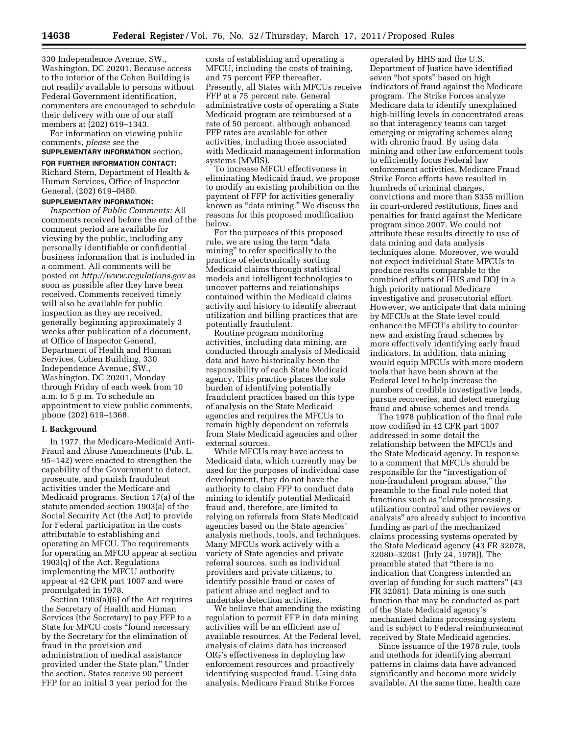330 Independence Avenue, SW., Washington, DC 20201. Because access to the interior of the Cohen Building is not readily available to persons without Federal Government identification, commenters are encouraged to schedule their delivery with one of our staff members at (202) 619–1343.

For information on viewing public comments, *please see* the **SUPPLEMENTARY INFORMATION** section.

**FOR FURTHER INFORMATION CONTACT:** Richard Stern, Department of Health & Human Services, Office of Inspector General, (202) 619–0480.

**SUPPLEMENTARY INFORMATION:**

*Inspection of Public Comments:* All comments received before the end of the comment period are available for viewing by the public, including any personally identifiable or confidential business information that is included in a comment. All comments will be posted on *http://www.regulations.gov* as soon as possible after they have been received. Comments received timely will also be available for public inspection as they are received, generally beginning approximately 3 weeks after publication of a document, at Office of Inspector General, Department of Health and Human Services, Cohen Building, 330 Independence Avenue, SW., Washington, DC 20201, Monday through Friday of each week from 10 a.m. to 5 p.m. To schedule an appointment to view public comments, phone (202) 619–1368.

## I. Background

In 1977, the Medicare-Medicaid Anti-Fraud and Abuse Amendments (Pub. L. 95–142) were enacted to strengthen the capability of the Government to detect, prosecute, and punish fraudulent activities under the Medicare and Medicaid programs. Section 17(a) of the statute amended section 1903(a) of the Social Security Act (the Act) to provide for Federal participation in the costs attributable to establishing and operating an MFCU. The requirements for operating an MFCU appear at section 1903(q) of the Act. Regulations implementing the MFCU authority appear at 42 CFR part 1007 and were promulgated in 1978.

Section 1903(a)(6) of the Act requires the Secretary of Health and Human Services (the Secretary) to pay FFP to a State for MFCU costs "found necessary by the Secretary for the elimination of fraud in the provision and administration of medical assistance provided under the State plan." Under the section, States receive 90 percent FFP for an initial 3 year period for the costs of establishing and operating a MFCU, including the costs of training, and 75 percent FFP thereafter. Presently, all States with MFCUs receive FFP at a 75 percent rate. General administrative costs of operating a State Medicaid program are reimbursed at a rate of 50 percent, although enhanced FFP rates are available for other activities, including those associated with Medicaid management information systems (MMIS).

To increase MFCU effectiveness in eliminating Medicaid fraud, we propose to modify an existing prohibition on the payment of FFP for activities generally known as "data mining." We discuss the reasons for this proposed modification below.

For the purposes of this proposed rule, we are using the term "data mining" to refer specifically to the practice of electronically sorting Medicaid claims through statistical models and intelligent technologies to uncover patterns and relationships contained within the Medicaid claims activity and history to identify aberrant utilization and billing practices that are potentially fraudulent.

Routine program monitoring activities, including data mining, are conducted through analysis of Medicaid data and have historically been the responsibility of each State Medicaid agency. This practice places the sole burden of identifying potentially fraudulent practices based on this type of analysis on the State Medicaid agencies and requires the MFCUs to remain highly dependent on referrals from State Medicaid agencies and other external sources.

While MFCUs may have access to Medicaid data, which currently may be used for the purposes of individual case development, they do not have the authority to claim FFP to conduct data mining to identify potential Medicaid fraud and, therefore, are limited to relying on referrals from State Medicaid agencies based on the State agencies' analysis methods, tools, and techniques. Many MFCUs work actively with a variety of State agencies and private referral sources, such as individual providers and private citizens, to identify possible fraud or cases of patient abuse and neglect and to undertake detection activities.

We believe that amending the existing regulation to permit FFP in data mining activities will be an efficient use of available resources. At the Federal level, analysis of claims data has increased OIG's effectiveness in deploying law enforcement resources and proactively identifying suspected fraud. Using data analysis, Medicare Fraud Strike Forces operated by HHS and the U.S. Department of Justice have identified seven "hot spots" based on high indicators of fraud against the Medicare program. The Strike Forces analyze Medicare data to identify unexplained high-billing levels in concentrated areas so that interagency teams can target emerging or migrating schemes along with chronic fraud. By using data mining and other law enforcement tools to efficiently focus Federal law enforcement activities, Medicare Fraud Strike Force efforts have resulted in hundreds of criminal charges, convictions and more than $355 million in court-ordered restitutions, fines and penalties for fraud against the Medicare program since 2007. We could not attribute these results directly to use of data mining and data analysis techniques alone. Moreover, we would not expect individual State MFCUs to produce results comparable to the combined efforts of HHS and DOJ in a high priority national Medicare investigative and prosecutorial effort. However, we anticipate that data mining by MFCUs at the State level could enhance the MFCU's ability to counter new and existing fraud schemes by more effectively identifying early fraud indicators. In addition, data mining would equip MFCUs with more modern tools that have been shown at the Federal level to help increase the numbers of credible investigative leads, pursue recoveries, and detect emerging fraud and abuse schemes and trends.

The 1978 publication of the final rule now codified in 42 CFR part 1007 addressed in some detail the relationship between the MFCUs and the State Medicaid agency. In response to a comment that MFCUs should be responsible for the "investigation of non-fraudulent program abuse," the preamble to the final rule noted that functions such as "claims processing, utilization control and other reviews or analysis" are already subject to incentive funding as part of the mechanized claims processing systems operated by the State Medicaid agency (43 FR 32078, 32080–32081 (July 24, 1978)). The preamble stated that "there is no indication that Congress intended an overlap of funding for such matters" (43 FR 32081). Data mining is one such function that may be conducted as part of the State Medicaid agency's mechanized claims processing system and is subject to Federal reimbursement received by State Medicaid agencies.

Since issuance of the 1978 rule, tools and methods for identifying aberrant patterns in claims data have advanced significantly and become more widely available. At the same time, health care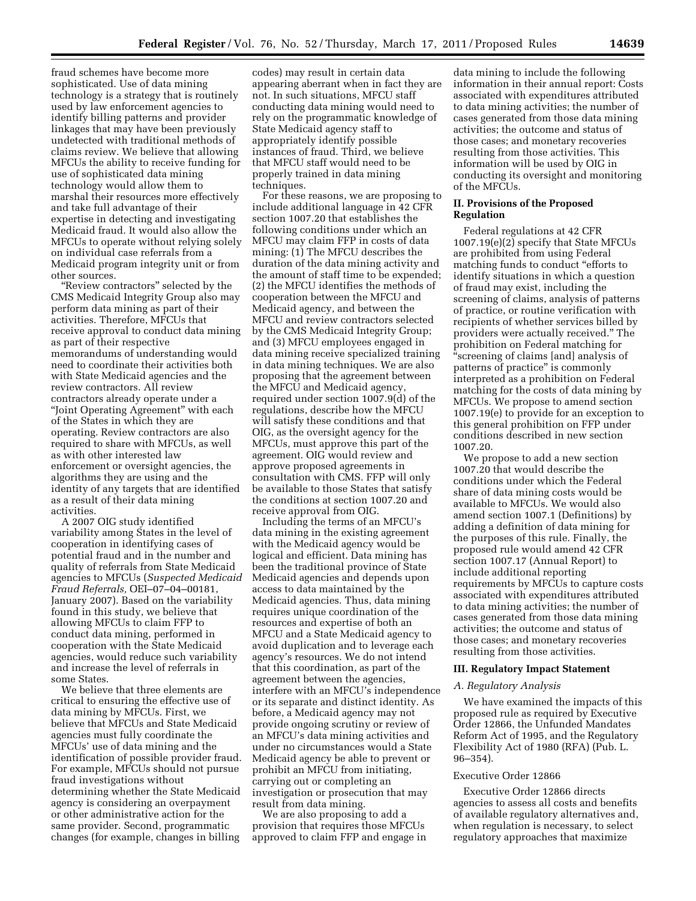fraud schemes have become more sophisticated. Use of data mining technology is a strategy that is routinely used by law enforcement agencies to identify billing patterns and provider linkages that may have been previously undetected with traditional methods of claims review. We believe that allowing MFCUs the ability to receive funding for use of sophisticated data mining technology would allow them to marshal their resources more effectively and take full advantage of their expertise in detecting and investigating Medicaid fraud. It would also allow the MFCUs to operate without relying solely on individual case referrals from a Medicaid program integrity unit or from other sources.

"Review contractors" selected by the CMS Medicaid Integrity Group also may perform data mining as part of their activities. Therefore, MFCUs that receive approval to conduct data mining as part of their respective memorandums of understanding would need to coordinate their activities both with State Medicaid agencies and the review contractors. All review contractors already operate under a "Joint Operating Agreement" with each of the States in which they are operating. Review contractors are also required to share with MFCUs, as well as with other interested law enforcement or oversight agencies, the algorithms they are using and the identity of any targets that are identified as a result of their data mining activities.

A 2007 OIG study identified variability among States in the level of cooperation in identifying cases of potential fraud and in the number and quality of referrals from State Medicaid agencies to MFCUs (*Suspected Medicaid Fraud Referrals,* OEI–07–04–00181, January 2007). Based on the variability found in this study, we believe that allowing MFCUs to claim FFP to conduct data mining, performed in cooperation with the State Medicaid agencies, would reduce such variability and increase the level of referrals in some States.

We believe that three elements are critical to ensuring the effective use of data mining by MFCUs. First, we believe that MFCUs and State Medicaid agencies must fully coordinate the MFCUs' use of data mining and the identification of possible provider fraud. For example, MFCUs should not pursue fraud investigations without determining whether the State Medicaid agency is considering an overpayment or other administrative action for the same provider. Second, programmatic changes (for example, changes in billing codes) may result in certain data appearing aberrant when in fact they are not. In such situations, MFCU staff conducting data mining would need to rely on the programmatic knowledge of State Medicaid agency staff to appropriately identify possible instances of fraud. Third, we believe that MFCU staff would need to be properly trained in data mining techniques.

For these reasons, we are proposing to include additional language in 42 CFR section 1007.20 that establishes the following conditions under which an MFCU may claim FFP in costs of data mining: (1) The MFCU describes the duration of the data mining activity and the amount of staff time to be expended; (2) the MFCU identifies the methods of cooperation between the MFCU and Medicaid agency, and between the MFCU and review contractors selected by the CMS Medicaid Integrity Group; and (3) MFCU employees engaged in data mining receive specialized training in data mining techniques. We are also proposing that the agreement between the MFCU and Medicaid agency, required under section 1007.9(d) of the regulations, describe how the MFCU will satisfy these conditions and that OIG, as the oversight agency for the MFCUs, must approve this part of the agreement. OIG would review and approve proposed agreements in consultation with CMS. FFP will only be available to those States that satisfy the conditions at section 1007.20 and receive approval from OIG.

Including the terms of an MFCU's data mining in the existing agreement with the Medicaid agency would be logical and efficient. Data mining has been the traditional province of State Medicaid agencies and depends upon access to data maintained by the Medicaid agencies. Thus, data mining requires unique coordination of the resources and expertise of both an MFCU and a State Medicaid agency to avoid duplication and to leverage each agency's resources. We do not intend that this coordination, as part of the agreement between the agencies, interfere with an MFCU's independence or its separate and distinct identity. As before, a Medicaid agency may not provide ongoing scrutiny or review of an MFCU's data mining activities and under no circumstances would a State Medicaid agency be able to prevent or prohibit an MFCU from initiating, carrying out or completing an investigation or prosecution that may result from data mining.

We are also proposing to add a provision that requires those MFCUs approved to claim FFP and engage in data mining to include the following information in their annual report: Costs associated with expenditures attributed to data mining activities; the number of cases generated from those data mining activities; the outcome and status of those cases; and monetary recoveries resulting from those activities. This information will be used by OIG in conducting its oversight and monitoring of the MFCUs.

## II. Provisions of the Proposed Regulation

Federal regulations at 42 CFR 1007.19(e)(2) specify that State MFCUs are prohibited from using Federal matching funds to conduct "efforts to identify situations in which a question of fraud may exist, including the screening of claims, analysis of patterns of practice, or routine verification with recipients of whether services billed by providers were actually received." The prohibition on Federal matching for "screening of claims [and] analysis of patterns of practice" is commonly interpreted as a prohibition on Federal matching for the costs of data mining by MFCUs. We propose to amend section 1007.19(e) to provide for an exception to this general prohibition on FFP under conditions described in new section 1007.20.

We propose to add a new section 1007.20 that would describe the conditions under which the Federal share of data mining costs would be available to MFCUs. We would also amend section 1007.1 (Definitions) by adding a definition of data mining for the purposes of this rule. Finally, the proposed rule would amend 42 CFR section 1007.17 (Annual Report) to include additional reporting requirements by MFCUs to capture costs associated with expenditures attributed to data mining activities; the number of cases generated from those data mining activities; the outcome and status of those cases; and monetary recoveries resulting from those activities.

## III. Regulatory Impact Statement

### A. Regulatory Analysis

We have examined the impacts of this proposed rule as required by Executive Order 12866, the Unfunded Mandates Reform Act of 1995, and the Regulatory Flexibility Act of 1980 (RFA) (Pub. L. 96–354).

#### Executive Order 12866

Executive Order 12866 directs agencies to assess all costs and benefits of available regulatory alternatives and, when regulation is necessary, to select regulatory approaches that maximize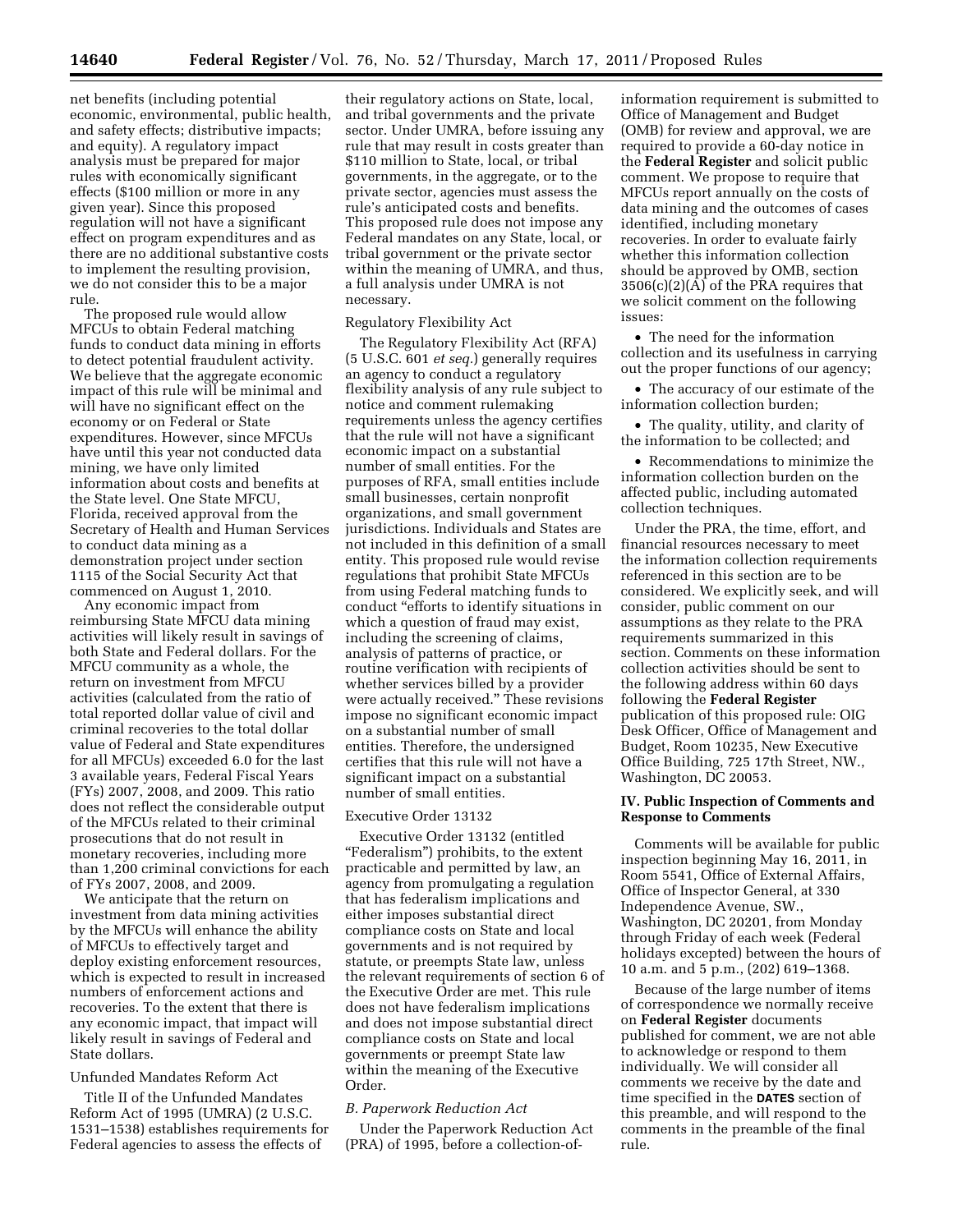net benefits (including potential economic, environmental, public health, and safety effects; distributive impacts; and equity). A regulatory impact analysis must be prepared for major rules with economically significant effects ($100 million or more in any given year). Since this proposed regulation will not have a significant effect on program expenditures and as there are no additional substantive costs to implement the resulting provision, we do not consider this to be a major rule.

The proposed rule would allow MFCUs to obtain Federal matching funds to conduct data mining in efforts to detect potential fraudulent activity. We believe that the aggregate economic impact of this rule will be minimal and will have no significant effect on the economy or on Federal or State expenditures. However, since MFCUs have until this year not conducted data mining, we have only limited information about costs and benefits at the State level. One State MFCU, Florida, received approval from the Secretary of Health and Human Services to conduct data mining as a demonstration project under section 1115 of the Social Security Act that commenced on August 1, 2010.

Any economic impact from reimbursing State MFCU data mining activities will likely result in savings of both State and Federal dollars. For the MFCU community as a whole, the return on investment from MFCU activities (calculated from the ratio of total reported dollar value of civil and criminal recoveries to the total dollar value of Federal and State expenditures for all MFCUs) exceeded 6.0 for the last 3 available years, Federal Fiscal Years (FYs) 2007, 2008, and 2009. This ratio does not reflect the considerable output of the MFCUs related to their criminal prosecutions that do not result in monetary recoveries, including more than 1,200 criminal convictions for each of FYs 2007, 2008, and 2009.

We anticipate that the return on investment from data mining activities by the MFCUs will enhance the ability of MFCUs to effectively target and deploy existing enforcement resources, which is expected to result in increased numbers of enforcement actions and recoveries. To the extent that there is any economic impact, that impact will likely result in savings of Federal and State dollars.

Unfunded Mandates Reform Act

Title II of the Unfunded Mandates Reform Act of 1995 (UMRA) (2 U.S.C. 1531–1538) establishes requirements for Federal agencies to assess the effects of their regulatory actions on State, local, and tribal governments and the private sector. Under UMRA, before issuing any rule that may result in costs greater than $110 million to State, local, or tribal governments, in the aggregate, or to the private sector, agencies must assess the rule's anticipated costs and benefits. This proposed rule does not impose any Federal mandates on any State, local, or tribal government or the private sector within the meaning of UMRA, and thus, a full analysis under UMRA is not necessary.

Regulatory Flexibility Act

The Regulatory Flexibility Act (RFA) (5 U.S.C. 601 *et seq.*) generally requires an agency to conduct a regulatory flexibility analysis of any rule subject to notice and comment rulemaking requirements unless the agency certifies that the rule will not have a significant economic impact on a substantial number of small entities. For the purposes of RFA, small entities include small businesses, certain nonprofit organizations, and small government jurisdictions. Individuals and States are not included in this definition of a small entity. This proposed rule would revise regulations that prohibit State MFCUs from using Federal matching funds to conduct "efforts to identify situations in which a question of fraud may exist, including the screening of claims, analysis of patterns of practice, or routine verification with recipients of whether services billed by a provider were actually received." These revisions impose no significant economic impact on a substantial number of small entities. Therefore, the undersigned certifies that this rule will not have a significant impact on a substantial number of small entities.

Executive Order 13132

Executive Order 13132 (entitled "Federalism") prohibits, to the extent practicable and permitted by law, an agency from promulgating a regulation that has federalism implications and either imposes substantial direct compliance costs on State and local governments and is not required by statute, or preempts State law, unless the relevant requirements of section 6 of the Executive Order are met. This rule does not have federalism implications and does not impose substantial direct compliance costs on State and local governments or preempt State law within the meaning of the Executive Order.

### *B. Paperwork Reduction Act*

Under the Paperwork Reduction Act (PRA) of 1995, before a collection-of-information requirement is submitted to Office of Management and Budget (OMB) for review and approval, we are required to provide a 60-day notice in the **Federal Register** and solicit public comment. We propose to require that MFCUs report annually on the costs of data mining and the outcomes of cases identified, including monetary recoveries. In order to evaluate fairly whether this information collection should be approved by OMB, section 3506(c)(2)(A) of the PRA requires that we solicit comment on the following issues:

- The need for the information collection and its usefulness in carrying out the proper functions of our agency;
- The accuracy of our estimate of the information collection burden;
- The quality, utility, and clarity of the information to be collected; and
- Recommendations to minimize the information collection burden on the affected public, including automated collection techniques.

Under the PRA, the time, effort, and financial resources necessary to meet the information collection requirements referenced in this section are to be considered. We explicitly seek, and will consider, public comment on our assumptions as they relate to the PRA requirements summarized in this section. Comments on these information collection activities should be sent to the following address within 60 days following the **Federal Register** publication of this proposed rule: OIG Desk Officer, Office of Management and Budget, Room 10235, New Executive Office Building, 725 17th Street, NW., Washington, DC 20053.

## IV. Public Inspection of Comments and Response to Comments

Comments will be available for public inspection beginning May 16, 2011, in Room 5541, Office of External Affairs, Office of Inspector General, at 330 Independence Avenue, SW., Washington, DC 20201, from Monday through Friday of each week (Federal holidays excepted) between the hours of 10 a.m. and 5 p.m., (202) 619–1368.

Because of the large number of items of correspondence we normally receive on **Federal Register** documents published for comment, we are not able to acknowledge or respond to them individually. We will consider all comments we receive by the date and time specified in the **DATES** section of this preamble, and will respond to the comments in the preamble of the final rule.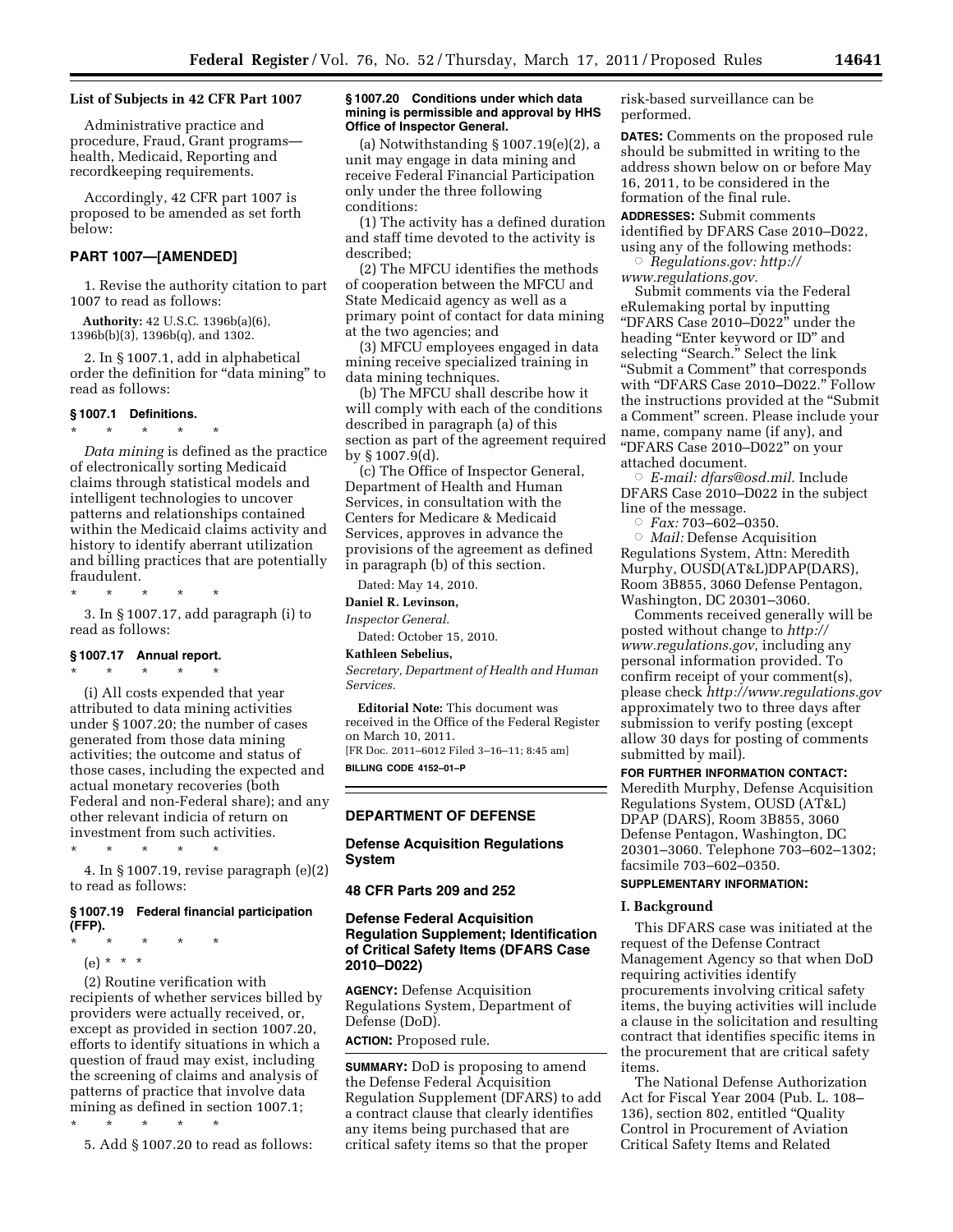### List of Subjects in 42 CFR Part 1007

Administrative practice and procedure, Fraud, Grant programs—health, Medicaid, Reporting and recordkeeping requirements.

Accordingly, 42 CFR part 1007 is proposed to be amended as set forth below:

## PART 1007—[AMENDED]

1. Revise the authority citation to part 1007 to read as follows:

**Authority:** 42 U.S.C. 1396b(a)(6), 1396b(b)(3), 1396b(q), and 1302.

2. In § 1007.1, add in alphabetical order the definition for "data mining" to read as follows:

#### § 1007.1 Definitions.

\* \* \* \* \*

*Data mining* is defined as the practice of electronically sorting Medicaid claims through statistical models and intelligent technologies to uncover patterns and relationships contained within the Medicaid claims activity and history to identify aberrant utilization and billing practices that are potentially fraudulent.

\* \* \* \* \*

3. In § 1007.17, add paragraph (i) to read as follows:

#### § 1007.17 Annual report.

\* \* \* \* \*

(i) All costs expended that year attributed to data mining activities under § 1007.20; the number of cases generated from those data mining activities; the outcome and status of those cases, including the expected and actual monetary recoveries (both Federal and non-Federal share); and any other relevant indicia of return on investment from such activities.

\* \* \* \* \*

4. In § 1007.19, revise paragraph (e)(2) to read as follows:

#### § 1007.19 Federal financial participation (FFP).

\* \* \* \* \*

(e) \* \* \*

(2) Routine verification with recipients of whether services billed by providers were actually received, or, except as provided in section 1007.20, efforts to identify situations in which a question of fraud may exist, including the screening of claims and analysis of patterns of practice that involve data mining as defined in section 1007.1;

\* \* \* \* \*

5. Add § 1007.20 to read as follows:

#### § 1007.20 Conditions under which data mining is permissible and approval by HHS Office of Inspector General.

(a) Notwithstanding § 1007.19(e)(2), a unit may engage in data mining and receive Federal Financial Participation only under the three following conditions:

(1) The activity has a defined duration and staff time devoted to the activity is described;

(2) The MFCU identifies the methods of cooperation between the MFCU and State Medicaid agency as well as a primary point of contact for data mining at the two agencies; and

(3) MFCU employees engaged in data mining receive specialized training in data mining techniques.

(b) The MFCU shall describe how it will comply with each of the conditions described in paragraph (a) of this section as part of the agreement required by § 1007.9(d).

(c) The Office of Inspector General, Department of Health and Human Services, in consultation with the Centers for Medicare & Medicaid Services, approves in advance the provisions of the agreement as defined in paragraph (b) of this section.

Dated: May 14, 2010.

**Daniel R. Levinson,**

*Inspector General.*

Dated: October 15, 2010.

**Kathleen Sebelius,**

*Secretary, Department of Health and Human Services.*

**Editorial Note:** This document was received in the Office of the Federal Register on March 10, 2011.

[FR Doc. 2011–6012 Filed 3–16–11; 8:45 am]

**BILLING CODE 4152–01–P**

---

## DEPARTMENT OF DEFENSE

### Defense Acquisition Regulations System

### 48 CFR Parts 209 and 252

### Defense Federal Acquisition Regulation Supplement; Identification of Critical Safety Items (DFARS Case 2010–D022)

**AGENCY:** Defense Acquisition Regulations System, Department of Defense (DoD).

**ACTION:** Proposed rule.

**SUMMARY:** DoD is proposing to amend the Defense Federal Acquisition Regulation Supplement (DFARS) to add a contract clause that clearly identifies any items being purchased that are critical safety items so that the proper risk-based surveillance can be performed.

**DATES:** Comments on the proposed rule should be submitted in writing to the address shown below on or before May 16, 2011, to be considered in the formation of the final rule.

**ADDRESSES:** Submit comments identified by DFARS Case 2010–D022, using any of the following methods:

○ *Regulations.gov: http://www.regulations.gov.*

Submit comments via the Federal eRulemaking portal by inputting "DFARS Case 2010–D022" under the heading "Enter keyword or ID" and selecting "Search." Select the link "Submit a Comment" that corresponds with "DFARS Case 2010–D022." Follow the instructions provided at the "Submit a Comment" screen. Please include your name, company name (if any), and "DFARS Case 2010–D022" on your attached document.

○ *E-mail: dfars@osd.mil.* Include DFARS Case 2010–D022 in the subject line of the message.

○ *Fax:* 703–602–0350.

○ *Mail:* Defense Acquisition Regulations System, Attn: Meredith Murphy, OUSD(AT&L)DPAP(DARS), Room 3B855, 3060 Defense Pentagon, Washington, DC 20301–3060.

Comments received generally will be posted without change to *http://www.regulations.gov,* including any personal information provided. To confirm receipt of your comment(s), please check *http://www.regulations.gov* approximately two to three days after submission to verify posting (except allow 30 days for posting of comments submitted by mail).

**FOR FURTHER INFORMATION CONTACT:** Meredith Murphy, Defense Acquisition Regulations System, OUSD (AT&L) DPAP (DARS), Room 3B855, 3060 Defense Pentagon, Washington, DC 20301–3060. Telephone 703–602–1302; facsimile 703–602–0350.

**SUPPLEMENTARY INFORMATION:**

#### I. Background

This DFARS case was initiated at the request of the Defense Contract Management Agency so that when DoD requiring activities identify procurements involving critical safety items, the buying activities will include a clause in the solicitation and resulting contract that identifies specific items in the procurement that are critical safety items.

The National Defense Authorization Act for Fiscal Year 2004 (Pub. L. 108–136), section 802, entitled "Quality Control in Procurement of Aviation Critical Safety Items and Related